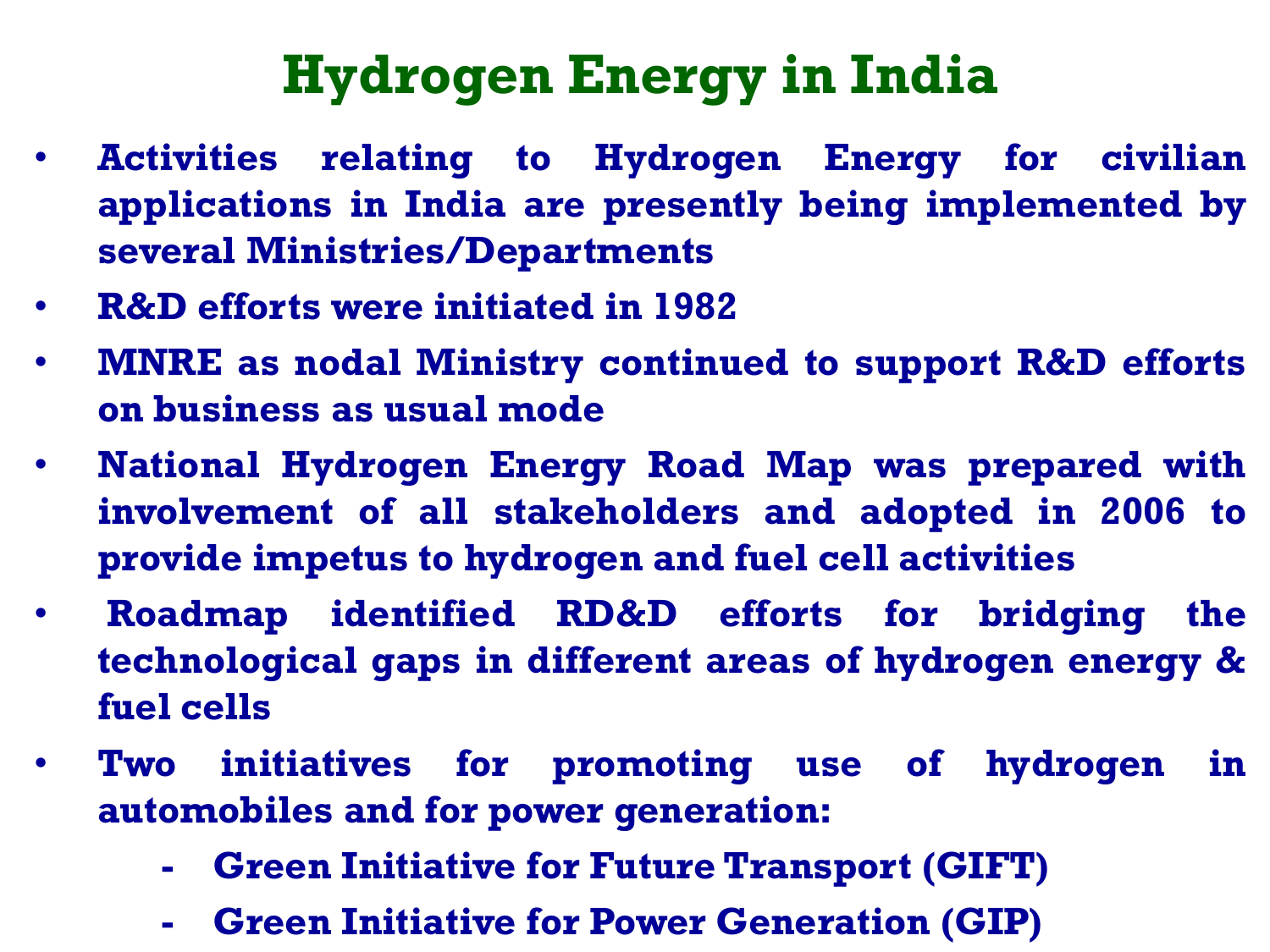# Hydrogen Energy in India

- **Activities relating to Hydrogen Energy for civilian applications in India are presently being implemented by several Ministries/Departments**
- **R&D efforts were initiated in 1982**
- **MNRE as nodal Ministry continued to support R&D efforts on business as usual mode**
- **National Hydrogen Energy Road Map was prepared with involvement of all stakeholders and adopted in 2006 to provide impetus to hydrogen and fuel cell activities**
- **Roadmap identified RD&D efforts for bridging the technological gaps in different areas of hydrogen energy & fuel cells**
- **Two initiatives for promoting use of hydrogen in automobiles and for power generation:**
  - **Green Initiative for Future Transport (GIFT)**
  - **Green Initiative for Power Generation (GIP)**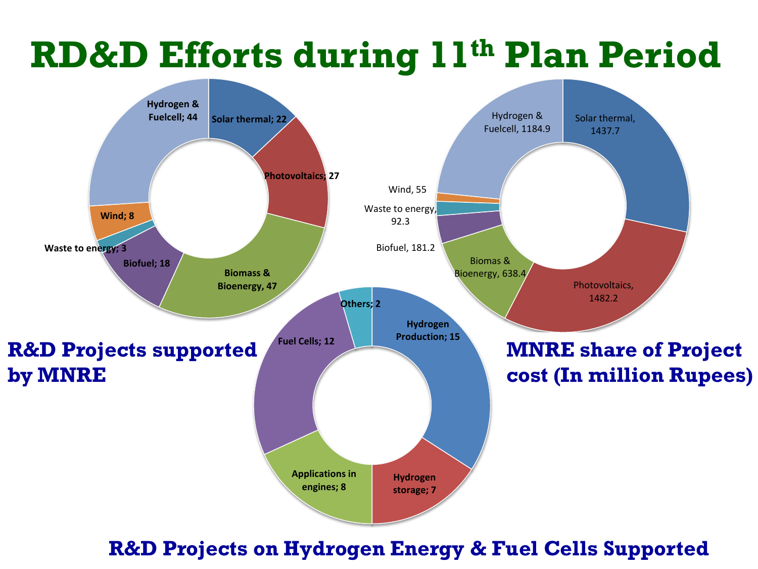# RD&D Efforts during 11th Plan Period

## R&D Projects supported by MNRE

| Category | Projects |
|---|---|
| Solar thermal | 22 |
| Photovoltaics | 27 |
| Biomass & Bioenergy | 47 |
| Biofuel | 18 |
| Waste to energy | 3 |
| Wind | 8 |
| Hydrogen & Fuelcell | 44 |

## MNRE share of Project cost (In million Rupees)

| Category | Cost |
|---|---|
| Solar thermal | 1437.7 |
| Photovoltaics | 1482.2 |
| Biomas & Bioenergy | 638.4 |
| Biofuel | 181.2 |
| Waste to energy | 92.3 |
| Wind | 55 |
| Hydrogen & Fuelcell | 1184.9 |

## R&D Projects on Hydrogen Energy & Fuel Cells Supported

| Category | Projects |
|---|---|
| Hydrogen Production | 15 |
| Hydrogen storage | 7 |
| Applications in engines | 8 |
| Fuel Cells | 12 |
| Others | 2 |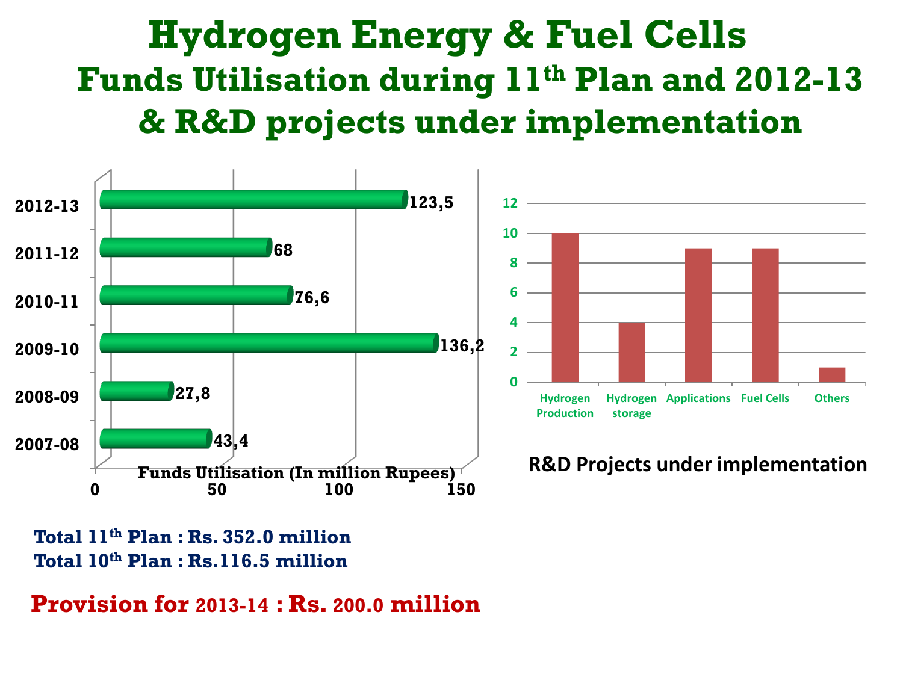# Hydrogen Energy & Fuel Cells

## Funds Utilisation during 11th Plan and 2012-13 & R&D projects under implementation

**Funds Utilisation (In million Rupees)**

| Year | Funds Utilisation |
|---|---|
| 2012-13 | 123,5 |
| 2011-12 | 68 |
| 2010-11 | 76,6 |
| 2009-10 | 136,2 |
| 2008-09 | 27,8 |
| 2007-08 | 43,4 |

**R&D Projects under implementation**

| Category | Projects |
|---|---|
| Hydrogen Production | 10 |
| Hydrogen storage | 4 |
| Applications | 9 |
| Fuel Cells | 9 |
| Others | 1 |

**Total 11th Plan : Rs. 352.0 million**
**Total 10th Plan : Rs.116.5 million**

**Provision for 2013-14 : Rs. 200.0 million**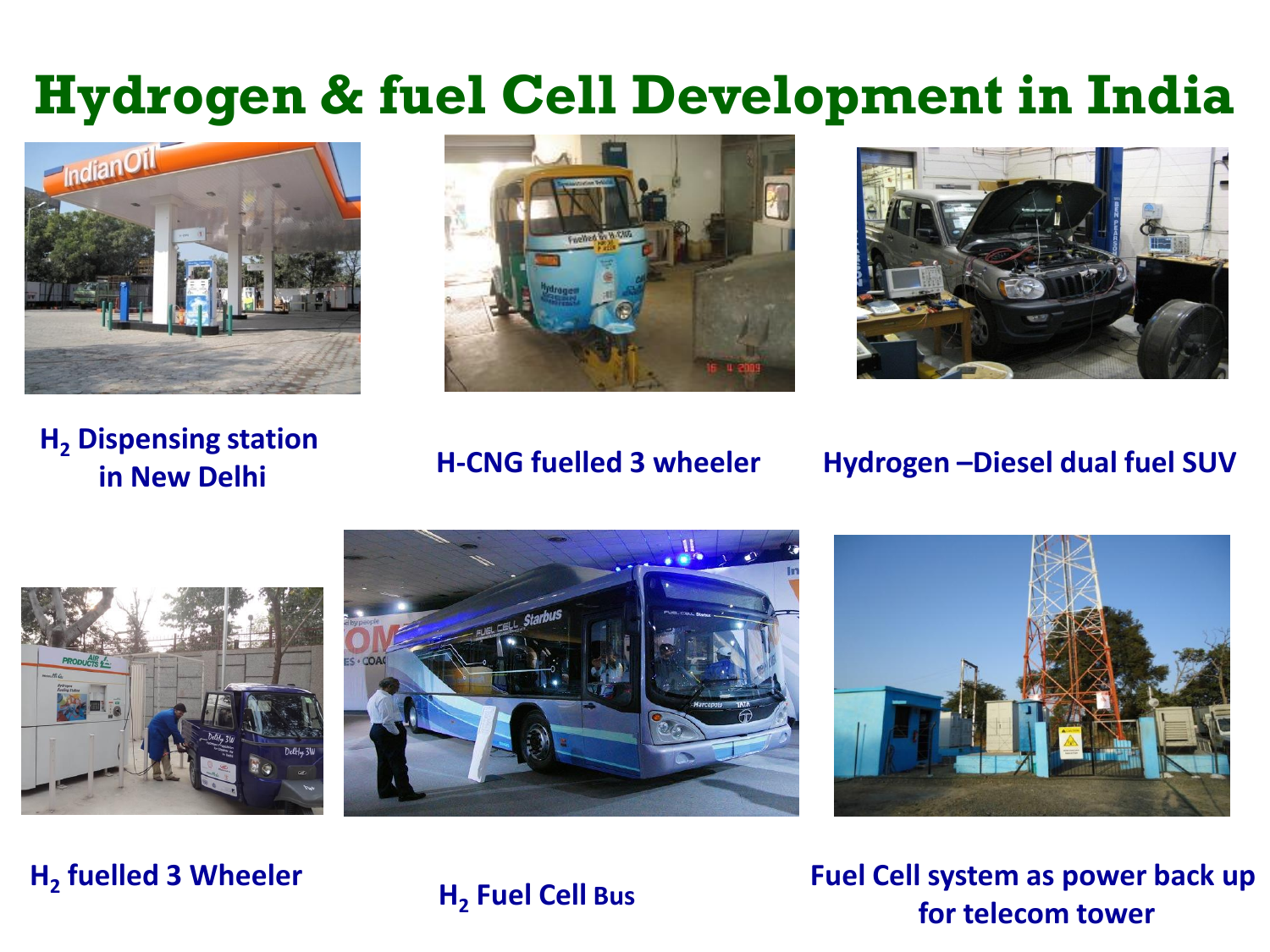# Hydrogen & fuel Cell Development in India

$H_2$ Dispensing station in New Delhi

H-CNG fuelled 3 wheeler

Hydrogen –Diesel dual fuel SUV

$H_2$ fuelled 3 Wheeler

$H_2$ Fuel Cell Bus

Fuel Cell system as power back up for telecom tower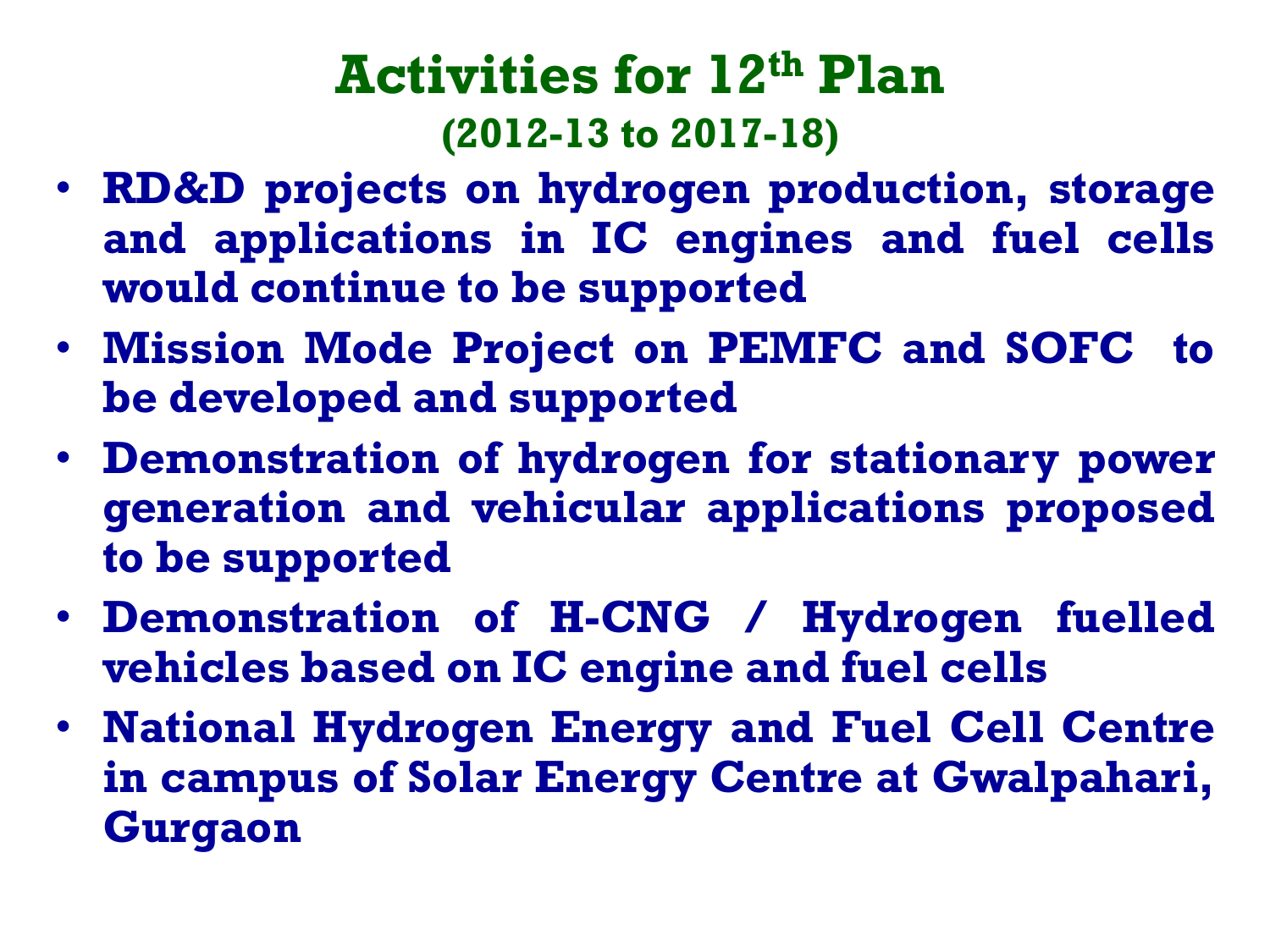# Activities for 12th Plan

## (2012-13 to 2017-18)

- **RD&D projects on hydrogen production, storage and applications in IC engines and fuel cells would continue to be supported**
- **Mission Mode Project on PEMFC and SOFC to be developed and supported**
- **Demonstration of hydrogen for stationary power generation and vehicular applications proposed to be supported**
- **Demonstration of H-CNG / Hydrogen fuelled vehicles based on IC engine and fuel cells**
- **National Hydrogen Energy and Fuel Cell Centre in campus of Solar Energy Centre at Gwalpahari, Gurgaon**